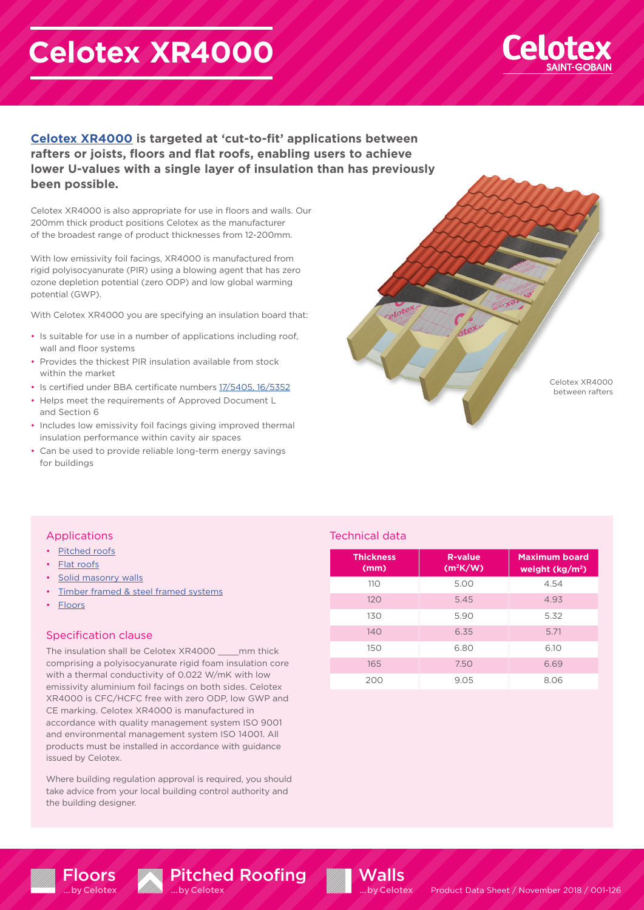# Celotex XR4000

**Celotex XR4000 is targeted at 'cut-to-fit' applications between rafters or joists, floors and flat roofs, enabling users to achieve lower U-values with a single layer of insulation than has previously been possible.**

Celotex XR4000 is also appropriate for use in floors and walls. Our 200mm thick product positions Celotex as the manufacturer of the broadest range of product thicknesses from 12-200mm.

With low emissivity foil facings, XR4000 is manufactured from rigid polyisocyanurate (PIR) using a blowing agent that has zero ozone depletion potential (zero ODP) and low global warming potential (GWP).

With Celotex XR4000 you are specifying an insulation board that:

- Is suitable for use in a number of applications including roof, wall and floor systems
- Provides the thickest PIR insulation available from stock within the market
- Is certified under BBA certificate numbers 17/5405, 16/5352
- Helps meet the requirements of Approved Document L and Section 6
- Includes low emissivity foil facings giving improved thermal insulation performance within cavity air spaces
- Can be used to provide reliable long-term energy savings for buildings

Celotex XR4000 between rafters

## Applications

- Pitched roofs
- Flat roofs
- Solid masonry walls
- Timber framed & steel framed systems
- Floors

## Specification clause

The insulation shall be Celotex XR4000 ____mm thick comprising a polyisocyanurate rigid foam insulation core with a thermal conductivity of 0.022 W/mK with low emissivity aluminium foil facings on both sides. Celotex XR4000 is CFC/HCFC free with zero ODP, low GWP and CE marking. Celotex XR4000 is manufactured in accordance with quality management system ISO 9001 and environmental management system ISO 14001. All products must be installed in accordance with guidance issued by Celotex.

Where building regulation approval is required, you should take advice from your local building control authority and the building designer.

## Technical data

| Thickness (mm) | R-value ($m^2K/W$) | Maximum board weight ($kg/m^2$) |
|---|---|---|
| 110 | 5.00 | 4.54 |
| 120 | 5.45 | 4.93 |
| 130 | 5.90 | 5.32 |
| 140 | 6.35 | 5.71 |
| 150 | 6.80 | 6.10 |
| 165 | 7.50 | 6.69 |
| 200 | 9.05 | 8.06 |

Floors ...by Celotex   Pitched Roofing ...by Celotex   Walls ...by Celotex

Product Data Sheet / November 2018 / 001-126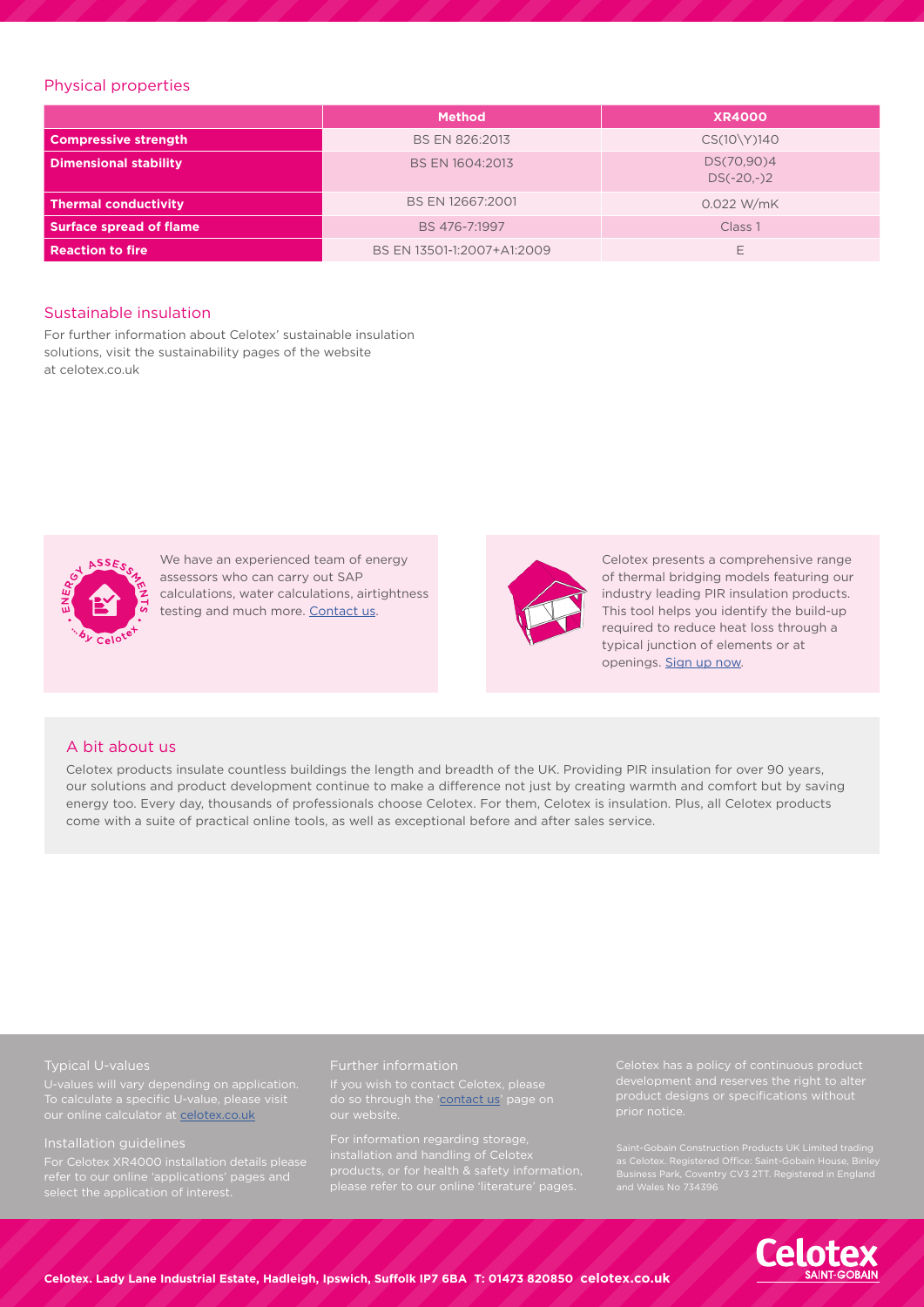## Physical properties

| | Method | XR4000 |
|---|---|---|
| **Compressive strength** | BS EN 826:2013 | CS(10\Y)140 |
| **Dimensional stability** | BS EN 1604:2013 | DS(70,90)4<br>DS(-20,-)2 |
| **Thermal conductivity** | BS EN 12667:2001 | 0.022 W/mK |
| **Surface spread of flame** | BS 476-7:1997 | Class 1 |
| **Reaction to fire** | BS EN 13501-1:2007+A1:2009 | E |

## Sustainable insulation

For further information about Celotex' sustainable insulation solutions, visit the sustainability pages of the website at celotex.co.uk

We have an experienced team of energy assessors who can carry out SAP calculations, water calculations, airtightness testing and much more. Contact us.

Celotex presents a comprehensive range of thermal bridging models featuring our industry leading PIR insulation products. This tool helps you identify the build-up required to reduce heat loss through a typical junction of elements or at openings. Sign up now.

## A bit about us

Celotex products insulate countless buildings the length and breadth of the UK. Providing PIR insulation for over 90 years, our solutions and product development continue to make a difference not just by creating warmth and comfort but by saving energy too. Every day, thousands of professionals choose Celotex. For them, Celotex is insulation. Plus, all Celotex products come with a suite of practical online tools, as well as exceptional before and after sales service.

### Typical U-values

U-values will vary depending on application. To calculate a specific U-value, please visit our online calculator at celotex.co.uk

### Installation guidelines

For Celotex XR4000 installation details please refer to our online 'applications' pages and select the application of interest.

### Further information

If you wish to contact Celotex, please do so through the 'contact us' page on our website.

For information regarding storage, installation and handling of Celotex products, or for health & safety information, please refer to our online 'literature' pages.

Celotex has a policy of continuous product development and reserves the right to alter product designs or specifications without prior notice.

Saint-Gobain Construction Products UK Limited trading as Celotex. Registered Office: Saint-Gobain House, Binley Business Park, Coventry CV3 2TT. Registered in England and Wales No 734396

**Celotex. Lady Lane Industrial Estate, Hadleigh, Ipswich, Suffolk IP7 6BA T: 01473 820850 celotex.co.uk**